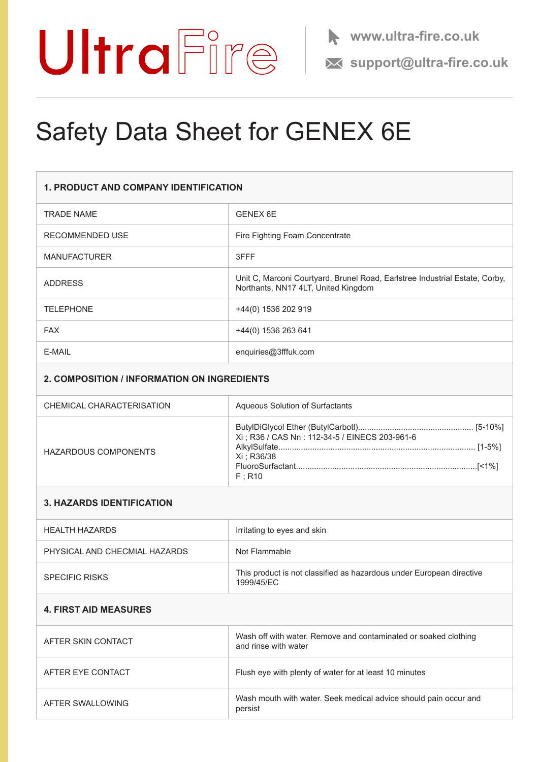UltraFire

www.ultra-fire.co.uk

support@ultra-fire.co.uk

# Safety Data Sheet for GENEX 6E

| 1. PRODUCT AND COMPANY IDENTIFICATION | |
|---|---|
| TRADE NAME | GENEX 6E |
| RECOMMENDED USE | Fire Fighting Foam Concentrate |
| MANUFACTURER | 3FFF |
| ADDRESS | Unit C, Marconi Courtyard, Brunel Road, Earlstree Industrial Estate, Corby, Northants, NN17 4LT, United Kingdom |
| TELEPHONE | +44(0) 1536 202 919 |
| FAX | +44(0) 1536 263 641 |
| E-MAIL | enquiries@3fffuk.com |
| **2. COMPOSITION / INFORMATION ON INGREDIENTS** | |
| CHEMICAL CHARACTERISATION | Aqueous Solution of Surfactants |
| HAZARDOUS COMPONENTS | ButylDiGlycol Ether (ButylCarbotl).................................................. [5-10%]<br>Xi ; R36 / CAS Nn : 112-34-5 / EINECS 203-961-6<br>AlkylSulfate...................................................................................... [1-5%]<br>Xi ; R36/38<br>FluoroSurfactant...............................................................................[<1%]<br>F ; R10 |
| **3. HAZARDS IDENTIFICATION** | |
| HEALTH HAZARDS | Irritating to eyes and skin |
| PHYSICAL AND CHECMIAL HAZARDS | Not Flammable |
| SPECIFIC RISKS | This product is not classified as hazardous under European directive 1999/45/EC |
| **4. FIRST AID MEASURES** | |
| AFTER SKIN CONTACT | Wash off with water. Remove and contaminated or soaked clothing and rinse with water |
| AFTER EYE CONTACT | Flush eye with plenty of water for at least 10 minutes |
| AFTER SWALLOWING | Wash mouth with water. Seek medical advice should pain occur and persist |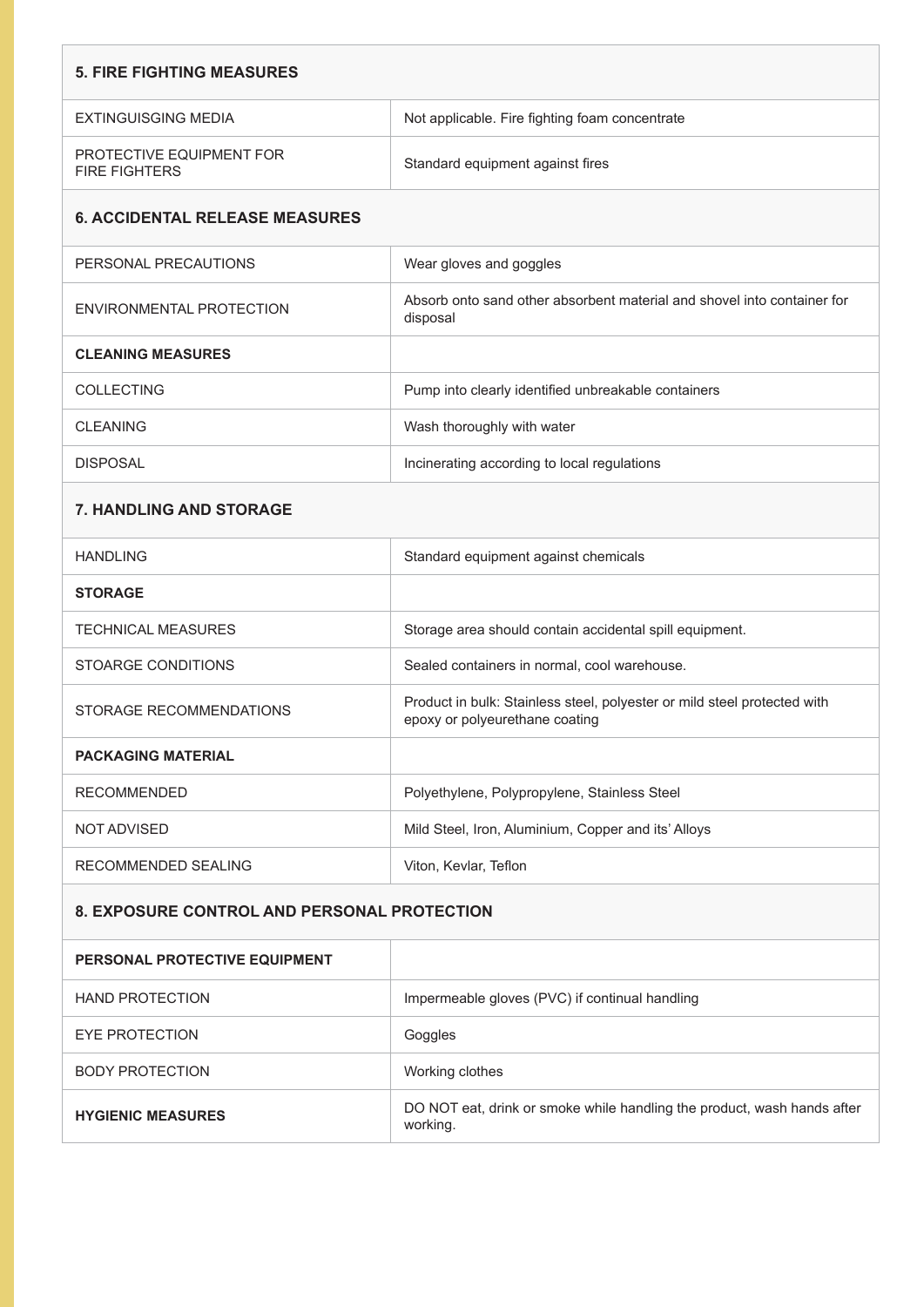## 5. FIRE FIGHTING MEASURES

| | |
|---|---|
| EXTINGUISGING MEDIA | Not applicable. Fire fighting foam concentrate |
| PROTECTIVE EQUIPMENT FOR FIRE FIGHTERS | Standard equipment against fires |

## 6. ACCIDENTAL RELEASE MEASURES

| | |
|---|---|
| PERSONAL PRECAUTIONS | Wear gloves and goggles |
| ENVIRONMENTAL PROTECTION | Absorb onto sand other absorbent material and shovel into container for disposal |
| **CLEANING MEASURES** | |
| COLLECTING | Pump into clearly identified unbreakable containers |
| CLEANING | Wash thoroughly with water |
| DISPOSAL | Incinerating according to local regulations |

## 7. HANDLING AND STORAGE

| | |
|---|---|
| HANDLING | Standard equipment against chemicals |
| **STORAGE** | |
| TECHNICAL MEASURES | Storage area should contain accidental spill equipment. |
| STOARGE CONDITIONS | Sealed containers in normal, cool warehouse. |
| STORAGE RECOMMENDATIONS | Product in bulk: Stainless steel, polyester or mild steel protected with epoxy or polyeurethane coating |
| **PACKAGING MATERIAL** | |
| RECOMMENDED | Polyethylene, Polypropylene, Stainless Steel |
| NOT ADVISED | Mild Steel, Iron, Aluminium, Copper and its' Alloys |
| RECOMMENDED SEALING | Viton, Kevlar, Teflon |

## 8. EXPOSURE CONTROL AND PERSONAL PROTECTION

| | |
|---|---|
| **PERSONAL PROTECTIVE EQUIPMENT** | |
| HAND PROTECTION | Impermeable gloves (PVC) if continual handling |
| EYE PROTECTION | Goggles |
| BODY PROTECTION | Working clothes |
| **HYGIENIC MEASURES** | DO NOT eat, drink or smoke while handling the product, wash hands after working. |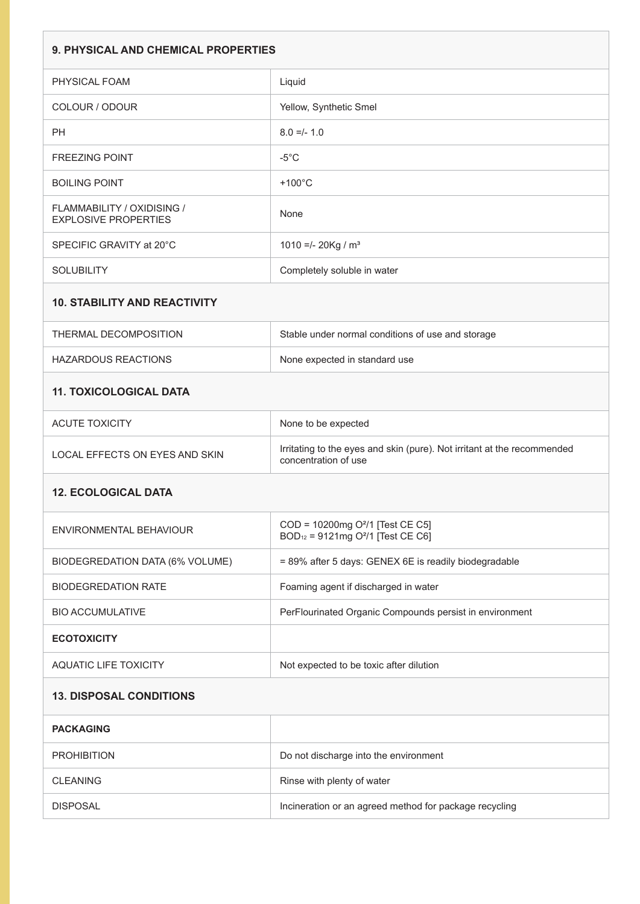| 9. PHYSICAL AND CHEMICAL PROPERTIES | |
|---|---|
| PHYSICAL FOAM | Liquid |
| COLOUR / ODOUR | Yellow, Synthetic Smel |
| PH | 8.0 =/- 1.0 |
| FREEZING POINT | -5°C |
| BOILING POINT | +100°C |
| FLAMMABILITY / OXIDISING / EXPLOSIVE PROPERTIES | None |
| SPECIFIC GRAVITY at 20°C | 1010 =/- 20Kg / $m^3$ |
| SOLUBILITY | Completely soluble in water |
| **10. STABILITY AND REACTIVITY** | |
| THERMAL DECOMPOSITION | Stable under normal conditions of use and storage |
| HAZARDOUS REACTIONS | None expected in standard use |
| **11. TOXICOLOGICAL DATA** | |
| ACUTE TOXICITY | None to be expected |
| LOCAL EFFECTS ON EYES AND SKIN | Irritating to the eyes and skin (pure). Not irritant at the recommended concentration of use |
| **12. ECOLOGICAL DATA** | |
| ENVIRONMENTAL BEHAVIOUR | COD = 10200mg $O^2$/1 [Test CE C5]<br>$BOD_{12}$ = 9121mg $O^2$/1 [Test CE C6] |
| BIODEGREDATION DATA (6% VOLUME) | = 89% after 5 days: GENEX 6E is readily biodegradable |
| BIODEGREDATION RATE | Foaming agent if discharged in water |
| BIO ACCUMULATIVE | PerFlourinated Organic Compounds persist in environment |
| **ECOTOXICITY** | |
| AQUATIC LIFE TOXICITY | Not expected to be toxic after dilution |
| **13. DISPOSAL CONDITIONS** | |
| **PACKAGING** | |
| PROHIBITION | Do not discharge into the environment |
| CLEANING | Rinse with plenty of water |
| DISPOSAL | Incineration or an agreed method for package recycling |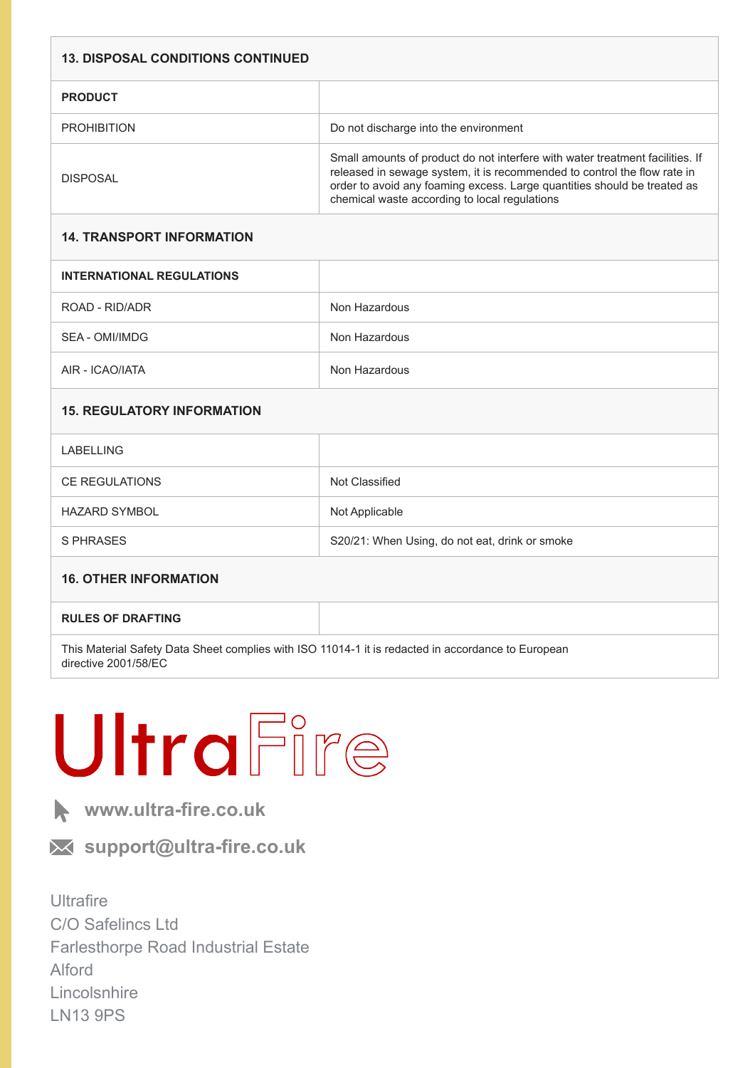## 13. DISPOSAL CONDITIONS CONTINUED

| | |
|---|---|
| **PRODUCT** | |
| PROHIBITION | Do not discharge into the environment |
| DISPOSAL | Small amounts of product do not interfere with water treatment facilities. If released in sewage system, it is recommended to control the flow rate in order to avoid any foaming excess. Large quantities should be treated as chemical waste according to local regulations |

## 14. TRANSPORT INFORMATION

| | |
|---|---|
| **INTERNATIONAL REGULATIONS** | |
| ROAD - RID/ADR | Non Hazardous |
| SEA - OMI/IMDG | Non Hazardous |
| AIR - ICAO/IATA | Non Hazardous |

## 15. REGULATORY INFORMATION

| | |
|---|---|
| LABELLING | |
| CE REGULATIONS | Not Classified |
| HAZARD SYMBOL | Not Applicable |
| S PHRASES | S20/21: When Using, do not eat, drink or smoke |

## 16. OTHER INFORMATION

**RULES OF DRAFTING**

This Material Safety Data Sheet complies with ISO 11014-1 it is redacted in accordance to European directive 2001/58/EC

UltraFire

**www.ultra-fire.co.uk**

**support@ultra-fire.co.uk**

Ultrafire
C/O Safelincs Ltd
Farlesthorpe Road Industrial Estate
Alford
Lincolsnhire
LN13 9PS